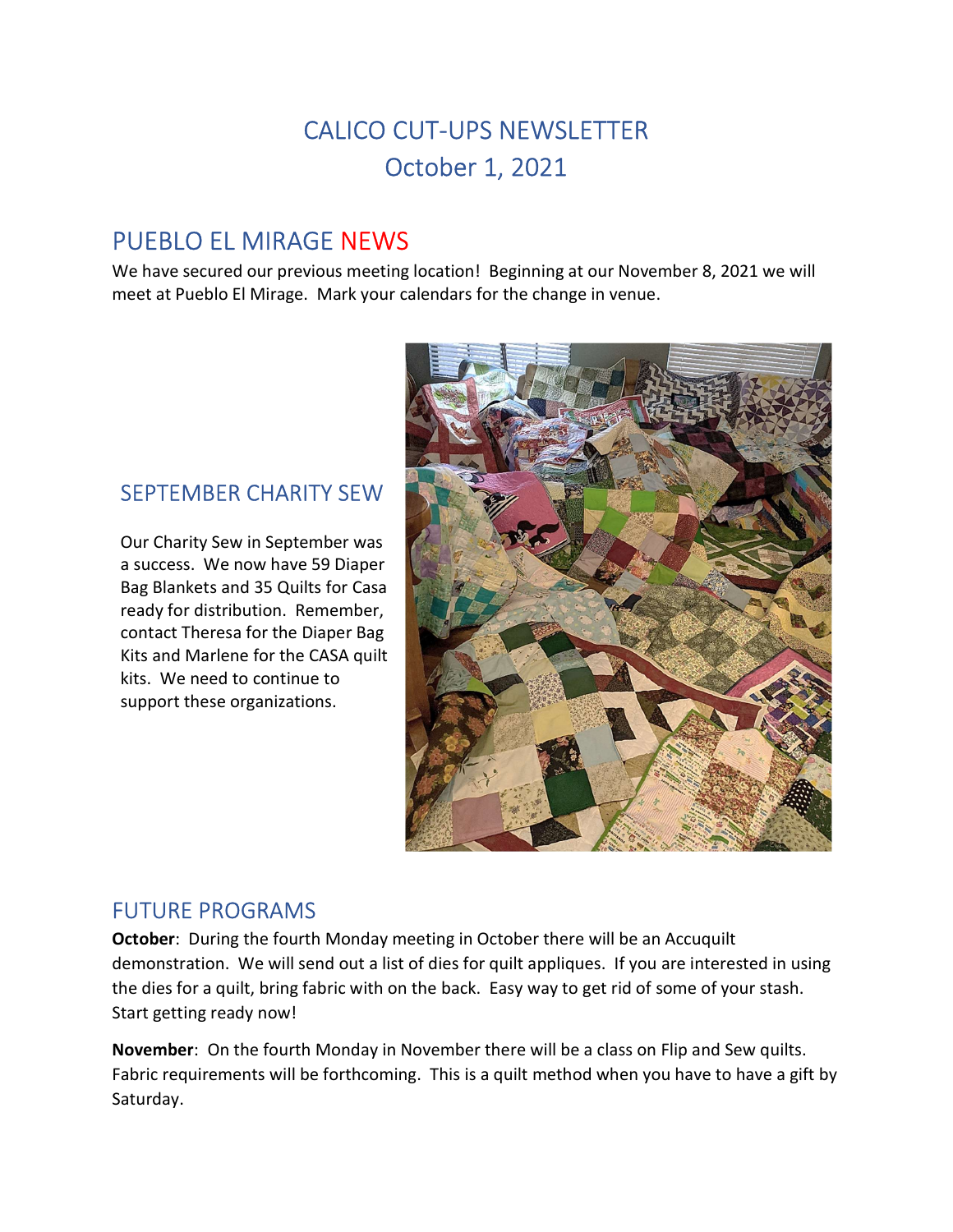# CALICO CUT-UPS NEWSLETTER
# October 1, 2021

## PUEBLO EL MIRAGE NEWS

We have secured our previous meeting location! Beginning at our November 8, 2021 we will meet at Pueblo El Mirage. Mark your calendars for the change in venue.

## SEPTEMBER CHARITY SEW

Our Charity Sew in September was a success. We now have 59 Diaper Bag Blankets and 35 Quilts for Casa ready for distribution. Remember, contact Theresa for the Diaper Bag Kits and Marlene for the CASA quilt kits. We need to continue to support these organizations.

## FUTURE PROGRAMS

**October**: During the fourth Monday meeting in October there will be an Accuquilt demonstration. We will send out a list of dies for quilt appliques. If you are interested in using the dies for a quilt, bring fabric with on the back. Easy way to get rid of some of your stash. Start getting ready now!

**November**: On the fourth Monday in November there will be a class on Flip and Sew quilts. Fabric requirements will be forthcoming. This is a quilt method when you have to have a gift by Saturday.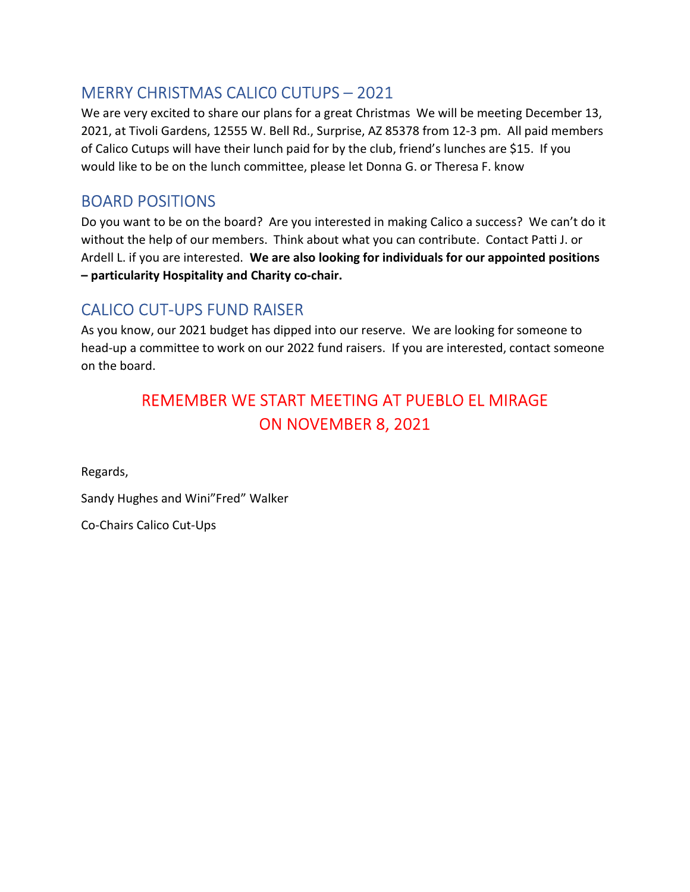## MERRY CHRISTMAS CALIC0 CUTUPS – 2021

We are very excited to share our plans for a great Christmas  We will be meeting December 13, 2021, at Tivoli Gardens, 12555 W. Bell Rd., Surprise, AZ 85378 from 12-3 pm.  All paid members of Calico Cutups will have their lunch paid for by the club, friend's lunches are $15.  If you would like to be on the lunch committee, please let Donna G. or Theresa F. know

## BOARD POSITIONS

Do you want to be on the board?  Are you interested in making Calico a success?  We can't do it without the help of our members.  Think about what you can contribute.  Contact Patti J. or Ardell L. if you are interested.  **We are also looking for individuals for our appointed positions – particularity Hospitality and Charity co-chair.**

## CALICO CUT-UPS FUND RAISER

As you know, our 2021 budget has dipped into our reserve.  We are looking for someone to head-up a committee to work on our 2022 fund raisers.  If you are interested, contact someone on the board.

REMEMBER WE START MEETING AT PUEBLO EL MIRAGE
ON NOVEMBER 8, 2021

Regards,

Sandy Hughes and Wini"Fred" Walker

Co-Chairs Calico Cut-Ups